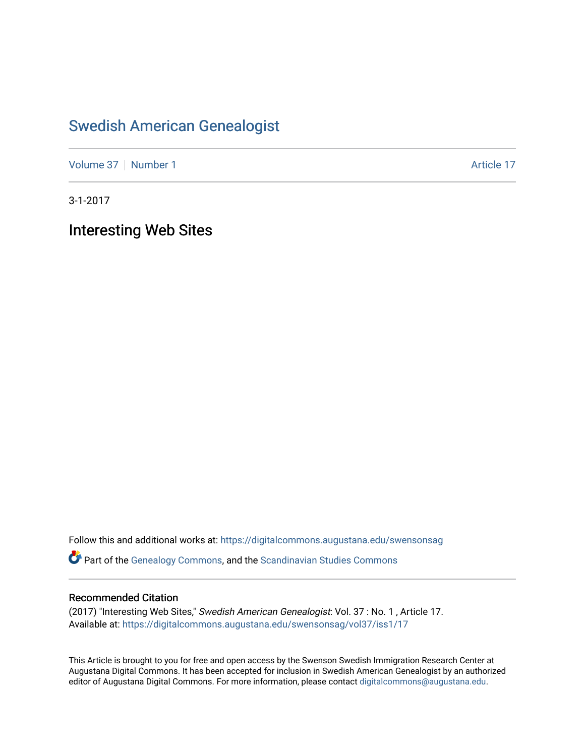# Swedish American Genealogist

Volume 37 | Number 1 Article 17

3-1-2017

## Interesting Web Sites

Follow this and additional works at: https://digitalcommons.augustana.edu/swensonsag

Part of the Genealogy Commons, and the Scandinavian Studies Commons

### Recommended Citation

(2017) "Interesting Web Sites," *Swedish American Genealogist*: Vol. 37 : No. 1 , Article 17.
Available at: https://digitalcommons.augustana.edu/swensonsag/vol37/iss1/17

This Article is brought to you for free and open access by the Swenson Swedish Immigration Research Center at Augustana Digital Commons. It has been accepted for inclusion in Swedish American Genealogist by an authorized editor of Augustana Digital Commons. For more information, please contact digitalcommons@augustana.edu.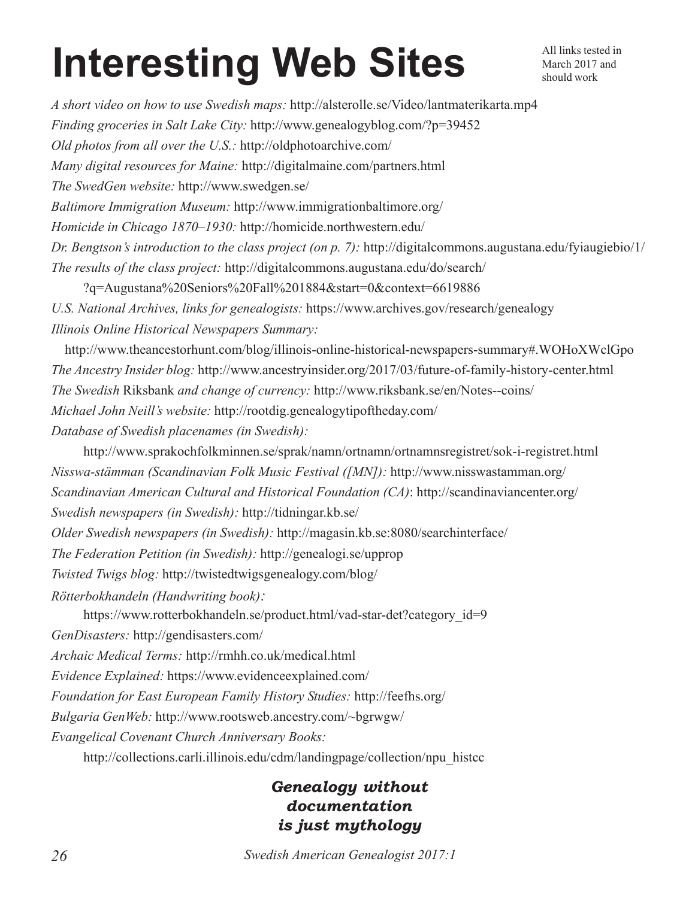# Interesting Web Sites

All links tested in March 2017 and should work

*A short video on how to use Swedish maps:* http://alsterolle.se/Video/lantmaterikarta.mp4

*Finding groceries in Salt Lake City:* http://www.genealogyblog.com/?p=39452

*Old photos from all over the U.S.:* http://oldphotoarchive.com/

*Many digital resources for Maine:* http://digitalmaine.com/partners.html

*The SwedGen website:* http://www.swedgen.se/

*Baltimore Immigration Museum:* http://www.immigrationbaltimore.org/

*Homicide in Chicago 1870–1930:* http://homicide.northwestern.edu/

*Dr. Bengtson's introduction to the class project (on p. 7):* http://digitalcommons.augustana.edu/fyiaugiebio/1/

*The results of the class project:* http://digitalcommons.augustana.edu/do/search/?q=Augustana%20Seniors%20Fall%201884&start=0&context=6619886

*U.S. National Archives, links for genealogists:* https://www.archives.gov/research/genealogy

*Illinois Online Historical Newspapers Summary:* http://www.theancestorhunt.com/blog/illinois-online-historical-newspapers-summary#.WOHoXWclGpo

*The Ancestry Insider blog:* http://www.ancestryinsider.org/2017/03/future-of-family-history-center.html

*The Swedish* Riksbank *and change of currency:* http://www.riksbank.se/en/Notes--coins/

*Michael John Neill's website:* http://rootdig.genealogytipoftheday.com/

*Database of Swedish placenames (in Swedish):* http://www.sprakochfolkminnen.se/sprak/namn/ortnamn/ortnamnsregistret/sok-i-registret.html

*Nisswa-stämman (Scandinavian Folk Music Festival ([MN]):* http://www.nisswastamman.org/

*Scandinavian American Cultural and Historical Foundation (CA)*: http://scandinaviancenter.org/

*Swedish newspapers (in Swedish):* http://tidningar.kb.se/

*Older Swedish newspapers (in Swedish):* http://magasin.kb.se:8080/searchinterface/

*The Federation Petition (in Swedish):* http://genealogi.se/upprop

*Twisted Twigs blog:* http://twistedtwigsgenealogy.com/blog/

*Rötterbokhandeln (Handwriting book):* https://www.rotterbokhandeln.se/product.html/vad-star-det?category_id=9

*GenDisasters:* http://gendisasters.com/

*Archaic Medical Terms:* http://rmhh.co.uk/medical.html

*Evidence Explained:* https://www.evidenceexplained.com/

*Foundation for East European Family History Studies:* http://feefhs.org/

*Bulgaria GenWeb:* http://www.rootsweb.ancestry.com/~bgrwgw/

*Evangelical Covenant Church Anniversary Books:* http://collections.carli.illinois.edu/cdm/landingpage/collection/npu_histcc

***Genealogy without documentation is just mythology***